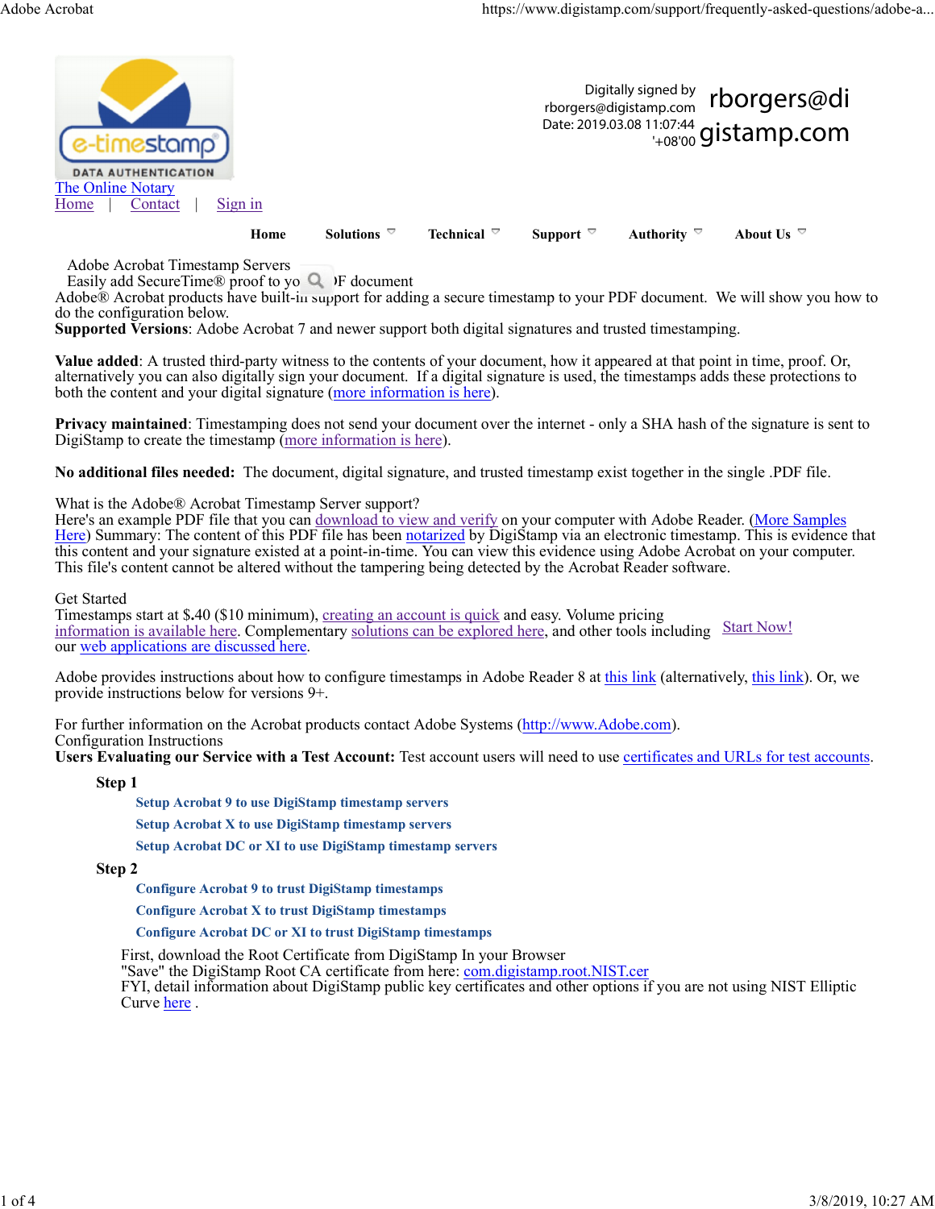Digitally signed by rborgers@digistamp.com
Date: 2019.03.08 11:07:44 '+08'00

rborgers@digistamp.com

The Online Notary

Home | Contact | Sign in

Home Solutions Technical Support Authority About Us

# Adobe Acrobat Timestamp Servers

Easily add SecureTime® proof to your PDF document

Adobe® Acrobat products have built-in support for adding a secure timestamp to your PDF document. We will show you how to do the configuration below.

**Supported Versions**: Adobe Acrobat 7 and newer support both digital signatures and trusted timestamping.

**Value added**: A trusted third-party witness to the contents of your document, how it appeared at that point in time, proof. Or, alternatively you can also digitally sign your document. If a digital signature is used, the timestamps adds these protections to both the content and your digital signature (more information is here).

**Privacy maintained**: Timestamping does not send your document over the internet - only a SHA hash of the signature is sent to DigiStamp to create the timestamp (more information is here).

**No additional files needed:** The document, digital signature, and trusted timestamp exist together in the single .PDF file.

What is the Adobe® Acrobat Timestamp Server support?

Here's an example PDF file that you can download to view and verify on your computer with Adobe Reader. (More Samples Here) Summary: The content of this PDF file has been notarized by DigiStamp via an electronic timestamp. This is evidence that this content and your signature existed at a point-in-time. You can view this evidence using Adobe Acrobat on your computer. This file's content cannot be altered without the tampering being detected by the Acrobat Reader software.

## Get Started

Timestamps start at $.40 ($10 minimum), creating an account is quick and easy. Volume pricing information is available here. Complementary solutions can be explored here, and other tools including our web applications are discussed here.

Start Now!

Adobe provides instructions about how to configure timestamps in Adobe Reader 8 at this link (alternatively, this link). Or, we provide instructions below for versions 9+.

For further information on the Acrobat products contact Adobe Systems (http://www.Adobe.com).

## Configuration Instructions

**Users Evaluating our Service with a Test Account:** Test account users will need to use certificates and URLs for test accounts.

**Step 1**

- **Setup Acrobat 9 to use DigiStamp timestamp servers**
- **Setup Acrobat X to use DigiStamp timestamp servers**
- **Setup Acrobat DC or XI to use DigiStamp timestamp servers**

**Step 2**

- **Configure Acrobat 9 to trust DigiStamp timestamps**
- **Configure Acrobat X to trust DigiStamp timestamps**
- **Configure Acrobat DC or XI to trust DigiStamp timestamps**

First, download the Root Certificate from DigiStamp In your Browser

"Save" the DigiStamp Root CA certificate from here: com.digistamp.root.NIST.cer

FYI, detail information about DigiStamp public key certificates and other options if you are not using NIST Elliptic Curve here .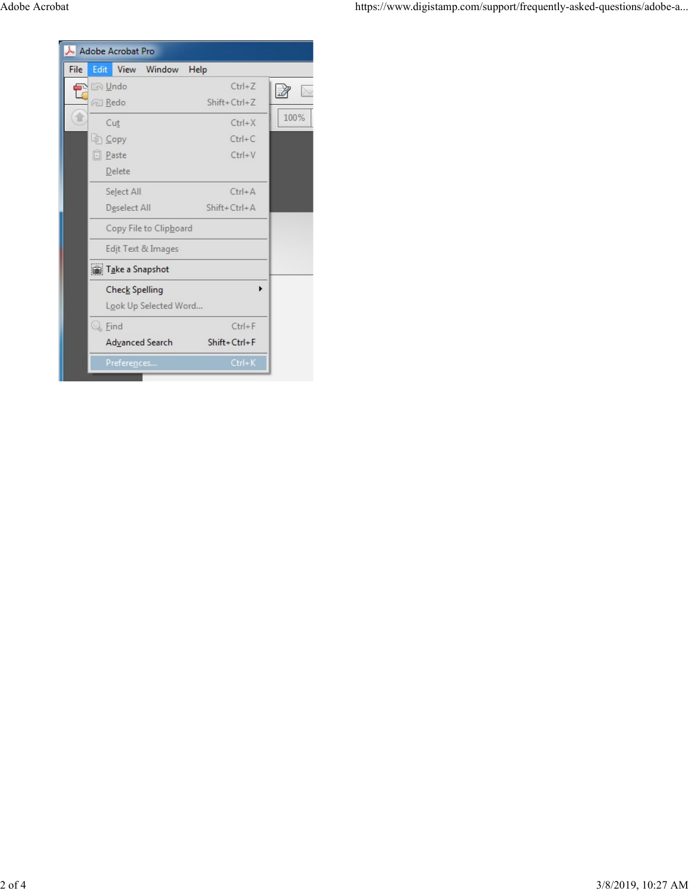Adobe Acrobat Pro

File | Edit | View | Window | Help

| Command | Shortcut |
| --- | --- |
| Undo | Ctrl+Z |
| Redo | Shift+Ctrl+Z |
| Cut | Ctrl+X |
| Copy | Ctrl+C |
| Paste | Ctrl+V |
| Delete | |
| Select All | Ctrl+A |
| Deselect All | Shift+Ctrl+A |
| Copy File to Clipboard | |
| Edit Text & Images | |
| Take a Snapshot | |
| Check Spelling | |
| Look Up Selected Word... | |
| Find | Ctrl+F |
| Advanced Search | Shift+Ctrl+F |
| Preferences... | Ctrl+K |

100%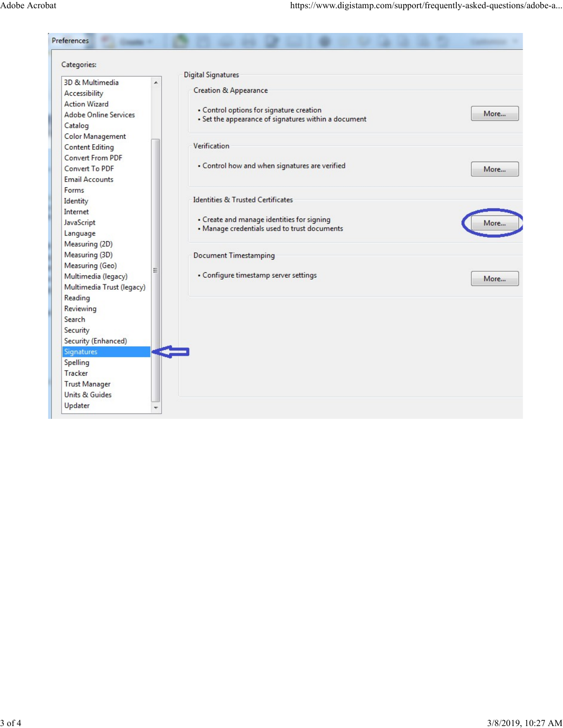Preferences

Categories:

- 3D & Multimedia
- Accessibility
- Action Wizard
- Adobe Online Services
- Catalog
- Color Management
- Content Editing
- Convert From PDF
- Convert To PDF
- Email Accounts
- Forms
- Identity
- Internet
- JavaScript
- Language
- Measuring (2D)
- Measuring (3D)
- Measuring (Geo)
- Multimedia (legacy)
- Multimedia Trust (legacy)
- Reading
- Reviewing
- Search
- Security
- Security (Enhanced)
- Signatures
- Spelling
- Tracker
- Trust Manager
- Units & Guides
- Updater

Digital Signatures

Creation & Appearance

- Control options for signature creation
- Set the appearance of signatures within a document

More...

Verification

- Control how and when signatures are verified

More...

Identities & Trusted Certificates

- Create and manage identities for signing
- Manage credentials used to trust documents

More...

Document Timestamping

- Configure timestamp server settings

More...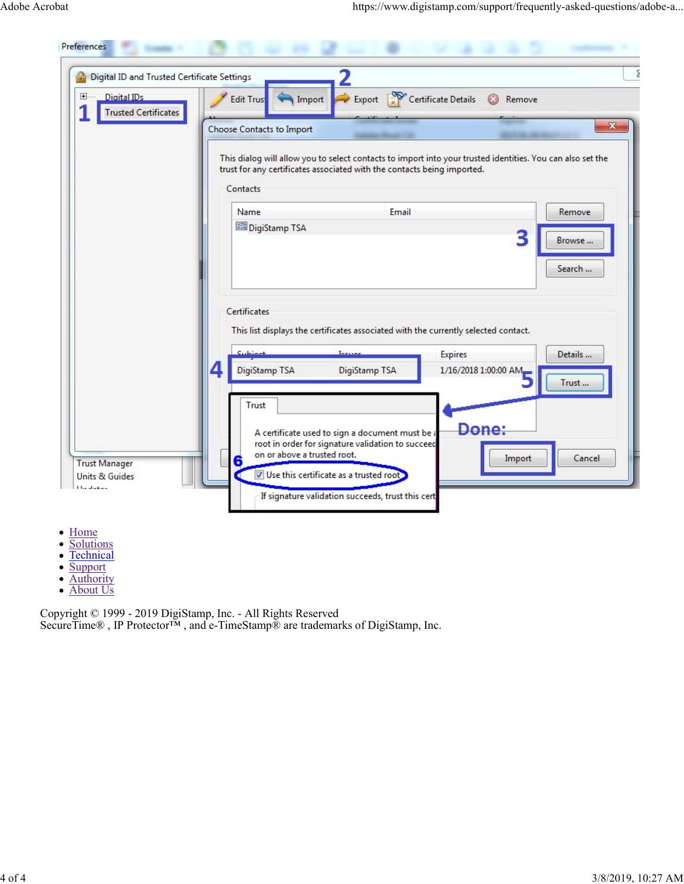Preferences

Digital ID and Trusted Certificate Settings

Digital IDs

1 Trusted Certificates

Edit Trust | 2 Import | Export | Certificate Details | Remove

Choose Contacts to Import

This dialog will allow you to select contacts to import into your trusted identities. You can also set the trust for any certificates associated with the contacts being imported.

Contacts

| Name | Email |
|---|---|
| DigiStamp TSA | |

Remove

3 Browse ...

Search ...

Certificates

This list displays the certificates associated with the currently selected contact.

| Subject | Issuer | Expires |
|---|---|---|
| DigiStamp TSA | DigiStamp TSA | 1/16/2018 1:00:00 AM |

4

Details ...

5 Trust ...

Trust

A certificate used to sign a document must be a root in order for signature validation to succeed on or above a trusted root.

6 Use this certificate as a trusted root

If signature validation succeeds, trust this cert

Done:

Import

Cancel

Trust Manager

Units & Guides

- Home
- Solutions
- Technical
- Support
- Authority
- About Us

Copyright © 1999 - 2019 DigiStamp, Inc. - All Rights Reserved
SecureTime® , IP Protector™ , and e-TimeStamp® are trademarks of DigiStamp, Inc.